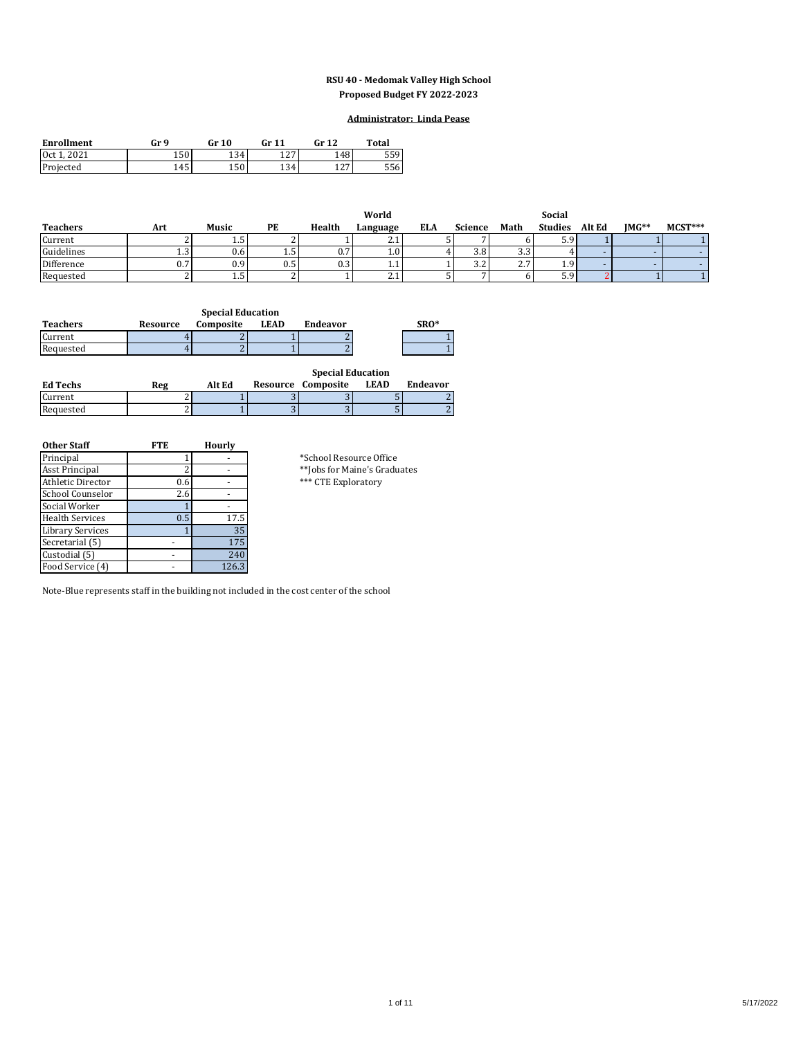**RSU 40 - Medomak Valley High School**
**Proposed Budget FY 2022-2023**

**Administrator: Linda Pease**

| Enrollment | Gr 9 | Gr 10 | Gr 11 | Gr 12 | Total |
|---|---|---|---|---|---|
| Oct 1, 2021 | 150 | 134 | 127 | 148 | 559 |
| Projected | 145 | 150 | 134 | 127 | 556 |

| Teachers | Art | Music | PE | Health | World Language | ELA | Science | Math | Social Studies | Alt Ed | JMG** | MCST*** |
|---|---|---|---|---|---|---|---|---|---|---|---|---|
| Current | 2 | 1.5 | 2 | 1 | 2.1 | 5 | 7 | 6 | 5.9 | 1 | 1 | 1 |
| Guidelines | 1.3 | 0.6 | 1.5 | 0.7 | 1.0 | 4 | 3.8 | 3.3 | 4 | - | - | - |
| Difference | 0.7 | 0.9 | 0.5 | 0.3 | 1.1 | 1 | 3.2 | 2.7 | 1.9 | - | - | - |
| Requested | 2 | 1.5 | 2 | 1 | 2.1 | 5 | 7 | 6 | 5.9 | 2 | 1 | 1 |

| | Special Education | | | | |
|---|---|---|---|---|---|
| Teachers | Resource | Composite | LEAD | Endeavor | SRO* |
| Current | 4 | 2 | 1 | 2 | 1 |
| Requested | 4 | 2 | 1 | 2 | 1 |

| | | | Special Education | | | |
|---|---|---|---|---|---|---|
| Ed Techs | Reg | Alt Ed | Resource | Composite | LEAD | Endeavor |
| Current | 2 | 1 | 3 | 3 | 5 | 2 |
| Requested | 2 | 1 | 3 | 3 | 5 | 2 |

| Other Staff | FTE | Hourly |
|---|---|---|
| Principal | 1 | - |
| Asst Principal | 2 | - |
| Athletic Director | 0.6 | - |
| School Counselor | 2.6 | - |
| Social Worker | 1 | - |
| Health Services | 0.5 | 17.5 |
| Library Services | 1 | 35 |
| Secretarial (5) | - | 175 |
| Custodial (5) | - | 240 |
| Food Service (4) | - | 126.3 |

*School Resource Office
**Jobs for Maine's Graduates
*** CTE Exploratory

Note-Blue represents staff in the building not included in the cost center of the school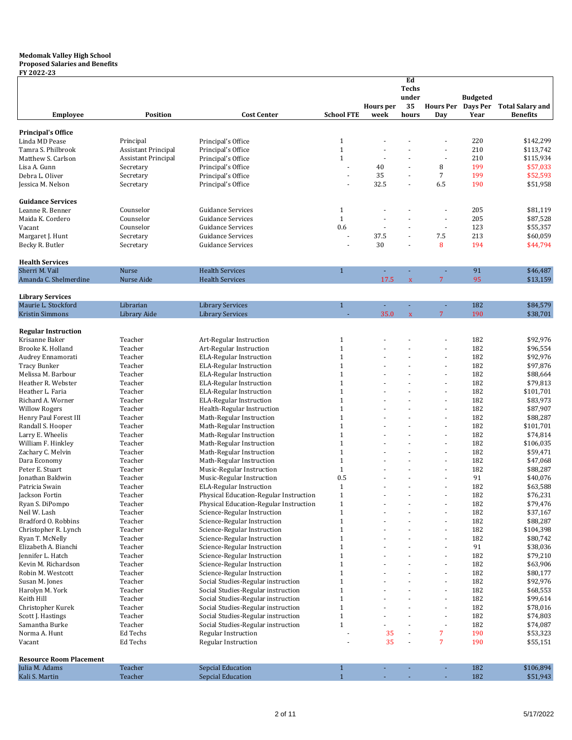**Medomak Valley High School**
**Proposed Salaries and Benefits**
**FY 2022-23**

| Employee | Position | Cost Center | School FTE | Hours per week | Ed Techs under 35 hours | Hours Per Day | Budgeted Days Per Year | Total Salary and Benefits |
|---|---|---|---|---|---|---|---|---|
| **Principal's Office** | | | | | | | | |
| Linda MD Pease | Principal | Principal's Office | 1 | - | - | - | 220 | $142,299 |
| Tamra S. Philbrook | Assistant Principal | Principal's Office | 1 | - | - | - | 210 | $113,742 |
| Matthew S. Carlson | Assistant Principal | Principal's Office | 1 | - | - | - | 210 | $115,934 |
| Lisa A. Gunn | Secretary | Principal's Office | - | 40 | - | 8 | 199 | $57,033 |
| Debra L. Oliver | Secretary | Principal's Office | - | 35 | - | 7 | 199 | $52,593 |
| Jessica M. Nelson | Secretary | Principal's Office | - | 32.5 | - | 6.5 | 190 | $51,958 |
| **Guidance Services** | | | | | | | | |
| Leanne R. Benner | Counselor | Guidance Services | 1 | - | - | - | 205 | $81,119 |
| Maida K. Cordero | Counselor | Guidance Services | 1 | - | - | - | 205 | $87,528 |
| Vacant | Counselor | Guidance Services | 0.6 | - | - | - | 123 | $55,357 |
| Margaret J. Hunt | Secretary | Guidance Services | - | 37.5 | - | 7.5 | 213 | $60,059 |
| Becky R. Butler | Secretary | Guidance Services | - | 30 | - | 8 | 194 | $44,794 |
| **Health Services** | | | | | | | | |
| Sherri M. Vail | Nurse | Health Services | 1 | - | - | - | 91 | $46,487 |
| Amanda C. Shelmerdine | Nurse Aide | Health Services | | 17.5 | x | 7 | 95 | $13,159 |
| **Library Services** | | | | | | | | |
| Maurie L. Stockford | Librarian | Library Services | 1 | - | - | - | 182 | $84,579 |
| Kristin Simmons | Library Aide | Library Services | - | 35.0 | x | 7 | 190 | $38,701 |
| **Regular Instruction** | | | | | | | | |
| Krisanne Baker | Teacher | Art-Regular Instruction | 1 | - | - | - | 182 | $92,976 |
| Brooke K. Holland | Teacher | Art-Regular Instruction | 1 | - | - | - | 182 | $96,554 |
| Audrey Ennamorati | Teacher | ELA-Regular Instruction | 1 | - | - | - | 182 | $92,976 |
| Tracy Bunker | Teacher | ELA-Regular Instruction | 1 | - | - | - | 182 | $97,876 |
| Melissa M. Barbour | Teacher | ELA-Regular Instruction | 1 | - | - | - | 182 | $88,664 |
| Heather R. Webster | Teacher | ELA-Regular Instruction | 1 | - | - | - | 182 | $79,813 |
| Heather L. Faria | Teacher | ELA-Regular Instruction | 1 | - | - | - | 182 | $101,701 |
| Richard A. Worner | Teacher | ELA-Regular Instruction | 1 | - | - | - | 182 | $83,973 |
| Willow Rogers | Teacher | Health-Regular Instruction | 1 | - | - | - | 182 | $87,907 |
| Henry Paul Forest III | Teacher | Math-Regular Instruction | 1 | - | - | - | 182 | $88,287 |
| Randall S. Hooper | Teacher | Math-Regular Instruction | 1 | - | - | - | 182 | $101,701 |
| Larry E. Wheelis | Teacher | Math-Regular Instruction | 1 | - | - | - | 182 | $74,814 |
| William F. Hinkley | Teacher | Math-Regular Instruction | 1 | - | - | - | 182 | $106,035 |
| Zachary C. Melvin | Teacher | Math-Regular Instruction | 1 | - | - | - | 182 | $59,471 |
| Dara Economy | Teacher | Math-Regular Instruction | 1 | - | - | - | 182 | $47,068 |
| Peter E. Stuart | Teacher | Music-Regular Instruction | 1 | - | - | - | 182 | $88,287 |
| Jonathan Baldwin | Teacher | Music-Regular Instruction | 0.5 | - | - | - | 91 | $40,076 |
| Patricia Swain | Teacher | ELA-Regular Instruction | 1 | - | - | - | 182 | $63,588 |
| Jackson Fortin | Teacher | Physical Education-Regular Instruction | 1 | - | - | - | 182 | $76,231 |
| Ryan S. DiPompo | Teacher | Physical Education-Regular Instruction | 1 | - | - | - | 182 | $79,476 |
| Neil W. Lash | Teacher | Science-Regular Instruction | 1 | - | - | - | 182 | $37,167 |
| Bradford O. Robbins | Teacher | Science-Regular Instruction | 1 | - | - | - | 182 | $88,287 |
| Christopher R. Lynch | Teacher | Science-Regular Instruction | 1 | - | - | - | 182 | $104,398 |
| Ryan T. McNelly | Teacher | Science-Regular Instruction | 1 | - | - | - | 182 | $80,742 |
| Elizabeth A. Bianchi | Teacher | Science-Regular Instruction | 1 | - | - | - | 91 | $38,036 |
| Jennifer L. Hatch | Teacher | Science-Regular Instruction | 1 | - | - | - | 182 | $79,210 |
| Kevin M. Richardson | Teacher | Science-Regular Instruction | 1 | - | - | - | 182 | $63,906 |
| Robin M. Westcott | Teacher | Science-Regular Instruction | 1 | - | - | - | 182 | $80,177 |
| Susan M. Jones | Teacher | Social Studies-Regular instruction | 1 | - | - | - | 182 | $92,976 |
| Harolyn M. York | Teacher | Social Studies-Regular instruction | 1 | - | - | - | 182 | $68,553 |
| Keith Hill | Teacher | Social Studies-Regular instruction | 1 | - | - | - | 182 | $99,614 |
| Christopher Kurek | Teacher | Social Studies-Regular instruction | 1 | - | - | - | 182 | $78,016 |
| Scott J. Hastings | Teacher | Social Studies-Regular instruction | 1 | - | - | - | 182 | $74,803 |
| Samantha Burke | Teacher | Social Studies-Regular instruction | 1 | - | - | - | 182 | $74,087 |
| Norma A. Hunt | Ed Techs | Regular Instruction | - | 35 | - | 7 | 190 | $53,323 |
| Vacant | Ed Techs | Regular Instruction | - | 35 | - | 7 | 190 | $55,151 |
| **Resource Room Placement** | | | | | | | | |
| Julia M. Adams | Teacher | Sepcial Education | 1 | - | - | - | 182 | $106,894 |
| Kali S. Martin | Teacher | Sepcial Education | 1 | - | - | - | 182 | $51,943 |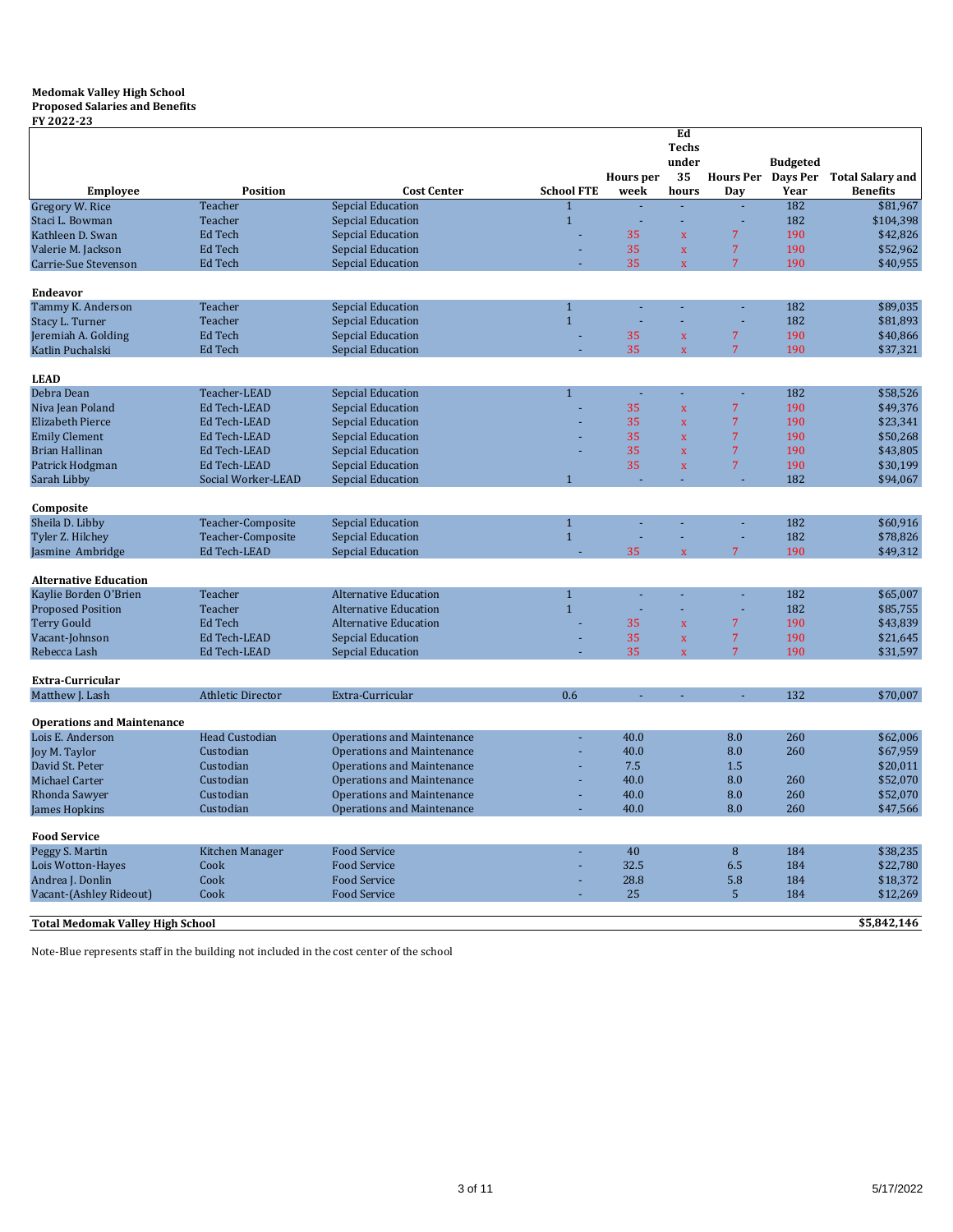**Medomak Valley High School**
**Proposed Salaries and Benefits**
**FY 2022-23**

| Employee | Position | Cost Center | School FTE | Hours per week | Ed Techs under 35 hours | Hours Per Day | Budgeted Days Per Year | Total Salary and Benefits |
|---|---|---|---|---|---|---|---|---|
| Gregory W. Rice | Teacher | Sepcial Education | 1 | - | - | - | 182 | $81,967 |
| Staci L. Bowman | Teacher | Sepcial Education | 1 | - | - | - | 182 | $104,398 |
| Kathleen D. Swan | Ed Tech | Sepcial Education | - | 35 | x | 7 | 190 | $42,826 |
| Valerie M. Jackson | Ed Tech | Sepcial Education | - | 35 | x | 7 | 190 | $52,962 |
| Carrie-Sue Stevenson | Ed Tech | Sepcial Education | - | 35 | x | 7 | 190 | $40,955 |
| | | | | | | | | |
| **Endeavor** | | | | | | | | |
| Tammy K. Anderson | Teacher | Sepcial Education | 1 | - | - | - | 182 | $89,035 |
| Stacy L. Turner | Teacher | Sepcial Education | 1 | - | - | - | 182 | $81,893 |
| Jeremiah A. Golding | Ed Tech | Sepcial Education | - | 35 | x | 7 | 190 | $40,866 |
| Katlin Puchalski | Ed Tech | Sepcial Education | - | 35 | x | 7 | 190 | $37,321 |
| | | | | | | | | |
| **LEAD** | | | | | | | | |
| Debra Dean | Teacher-LEAD | Sepcial Education | 1 | - | - | - | 182 | $58,526 |
| Niva Jean Poland | Ed Tech-LEAD | Sepcial Education | - | 35 | x | 7 | 190 | $49,376 |
| Elizabeth Pierce | Ed Tech-LEAD | Sepcial Education | - | 35 | x | 7 | 190 | $23,341 |
| Emily Clement | Ed Tech-LEAD | Sepcial Education | - | 35 | x | 7 | 190 | $50,268 |
| Brian Hallinan | Ed Tech-LEAD | Sepcial Education | - | 35 | x | 7 | 190 | $43,805 |
| Patrick Hodgman | Ed Tech-LEAD | Sepcial Education | | 35 | x | 7 | 190 | $30,199 |
| Sarah Libby | Social Worker-LEAD | Sepcial Education | 1 | - | - | - | 182 | $94,067 |
| | | | | | | | | |
| **Composite** | | | | | | | | |
| Sheila D. Libby | Teacher-Composite | Sepcial Education | 1 | - | - | - | 182 | $60,916 |
| Tyler Z. Hilchey | Teacher-Composite | Sepcial Education | 1 | - | - | - | 182 | $78,826 |
| Jasmine Ambridge | Ed Tech-LEAD | Sepcial Education | - | 35 | x | 7 | 190 | $49,312 |
| | | | | | | | | |
| **Alternative Education** | | | | | | | | |
| Kaylie Borden O'Brien | Teacher | Alternative Education | 1 | - | - | - | 182 | $65,007 |
| Proposed Position | Teacher | Alternative Education | 1 | - | - | - | 182 | $85,755 |
| Terry Gould | Ed Tech | Alternative Education | - | 35 | x | 7 | 190 | $43,839 |
| Vacant-Johnson | Ed Tech-LEAD | Sepcial Education | - | 35 | x | 7 | 190 | $21,645 |
| Rebecca Lash | Ed Tech-LEAD | Sepcial Education | - | 35 | x | 7 | 190 | $31,597 |
| | | | | | | | | |
| **Extra-Curricular** | | | | | | | | |
| Matthew J. Lash | Athletic Director | Extra-Curricular | 0.6 | - | - | - | 132 | $70,007 |
| | | | | | | | | |
| **Operations and Maintenance** | | | | | | | | |
| Lois E. Anderson | Head Custodian | Operations and Maintenance | - | 40.0 | | 8.0 | 260 | $62,006 |
| Joy M. Taylor | Custodian | Operations and Maintenance | - | 40.0 | | 8.0 | 260 | $67,959 |
| David St. Peter | Custodian | Operations and Maintenance | - | 7.5 | | 1.5 | | $20,011 |
| Michael Carter | Custodian | Operations and Maintenance | - | 40.0 | | 8.0 | 260 | $52,070 |
| Rhonda Sawyer | Custodian | Operations and Maintenance | - | 40.0 | | 8.0 | 260 | $52,070 |
| James Hopkins | Custodian | Operations and Maintenance | - | 40.0 | | 8.0 | 260 | $47,566 |
| | | | | | | | | |
| **Food Service** | | | | | | | | |
| Peggy S. Martin | Kitchen Manager | Food Service | - | 40 | | 8 | 184 | $38,235 |
| Lois Wotton-Hayes | Cook | Food Service | - | 32.5 | | 6.5 | 184 | $22,780 |
| Andrea J. Donlin | Cook | Food Service | - | 28.8 | | 5.8 | 184 | $18,372 |
| Vacant-(Ashley Rideout) | Cook | Food Service | - | 25 | | 5 | 184 | $12,269 |
| | | | | | | | | |
| **Total Medomak Valley High School** | | | | | | | | **$5,842,146** |

Note-Blue represents staff in the building not included in the cost center of the school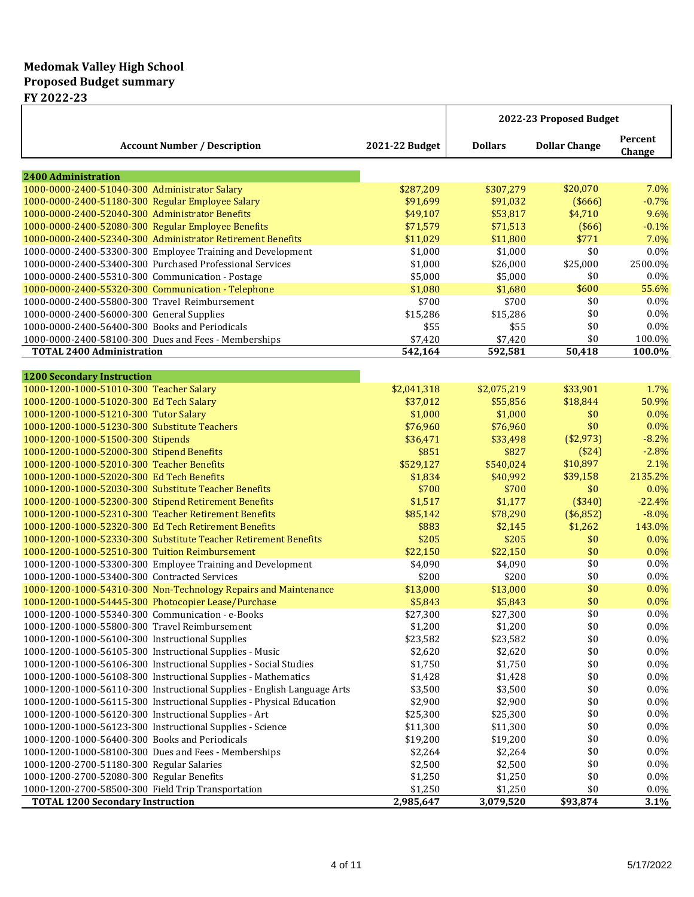**Medomak Valley High School**
**Proposed Budget summary**
**FY 2022-23**

| Account Number / Description | 2021-22 Budget | 2022-23 Proposed Budget | | |
|---|---|---|---|---|
| | | Dollars | Dollar Change | Percent Change |
| **2400 Administration** | | | | |
| 1000-0000-2400-51040-300 Administrator Salary | $287,209 | $307,279 | $20,070 | 7.0% |
| 1000-0000-2400-51180-300 Regular Employee Salary | $91,699 | $91,032 | ($666) | -0.7% |
| 1000-0000-2400-52040-300 Administrator Benefits | $49,107 | $53,817 | $4,710 | 9.6% |
| 1000-0000-2400-52080-300 Regular Employee Benefits | $71,579 | $71,513 | ($66) | -0.1% |
| 1000-0000-2400-52340-300 Administrator Retirement Benefits | $11,029 | $11,800 | $771 | 7.0% |
| 1000-0000-2400-53300-300 Employee Training and Development | $1,000 | $1,000 | $0 | 0.0% |
| 1000-0000-2400-53400-300 Purchased Professional Services | $1,000 | $26,000 | $25,000 | 2500.0% |
| 1000-0000-2400-55310-300 Communication - Postage | $5,000 | $5,000 | $0 | 0.0% |
| 1000-0000-2400-55320-300 Communication - Telephone | $1,080 | $1,680 | $600 | 55.6% |
| 1000-0000-2400-55800-300 Travel Reimbursement | $700 | $700 | $0 | 0.0% |
| 1000-0000-2400-56000-300 General Supplies | $15,286 | $15,286 | $0 | 0.0% |
| 1000-0000-2400-56400-300 Books and Periodicals | $55 | $55 | $0 | 0.0% |
| 1000-0000-2400-58100-300 Dues and Fees - Memberships | $7,420 | $7,420 | $0 | 100.0% |
| **TOTAL 2400 Administration** | **542,164** | **592,581** | **50,418** | **100.0%** |
| **1200 Secondary Instruction** | | | | |
| 1000-1200-1000-51010-300 Teacher Salary | $2,041,318 | $2,075,219 | $33,901 | 1.7% |
| 1000-1200-1000-51020-300 Ed Tech Salary | $37,012 | $55,856 | $18,844 | 50.9% |
| 1000-1200-1000-51210-300 Tutor Salary | $1,000 | $1,000 | $0 | 0.0% |
| 1000-1200-1000-51230-300 Substitute Teachers | $76,960 | $76,960 | $0 | 0.0% |
| 1000-1200-1000-51500-300 Stipends | $36,471 | $33,498 | ($2,973) | -8.2% |
| 1000-1200-1000-52000-300 Stipend Benefits | $851 | $827 | ($24) | -2.8% |
| 1000-1200-1000-52010-300 Teacher Benefits | $529,127 | $540,024 | $10,897 | 2.1% |
| 1000-1200-1000-52020-300 Ed Tech Benefits | $1,834 | $40,992 | $39,158 | 2135.2% |
| 1000-1200-1000-52030-300 Substitute Teacher Benefits | $700 | $700 | $0 | 0.0% |
| 1000-1200-1000-52300-300 Stipend Retirement Benefits | $1,517 | $1,177 | ($340) | -22.4% |
| 1000-1200-1000-52310-300 Teacher Retirement Benefits | $85,142 | $78,290 | ($6,852) | -8.0% |
| 1000-1200-1000-52320-300 Ed Tech Retirement Benefits | $883 | $2,145 | $1,262 | 143.0% |
| 1000-1200-1000-52330-300 Substitute Teacher Retirement Benefits | $205 | $205 | $0 | 0.0% |
| 1000-1200-1000-52510-300 Tuition Reimbursement | $22,150 | $22,150 | $0 | 0.0% |
| 1000-1200-1000-53300-300 Employee Training and Development | $4,090 | $4,090 | $0 | 0.0% |
| 1000-1200-1000-53400-300 Contracted Services | $200 | $200 | $0 | 0.0% |
| 1000-1200-1000-54310-300 Non-Technology Repairs and Maintenance | $13,000 | $13,000 | $0 | 0.0% |
| 1000-1200-1000-54445-300 Photocopier Lease/Purchase | $5,843 | $5,843 | $0 | 0.0% |
| 1000-1200-1000-55340-300 Communication - e-Books | $27,300 | $27,300 | $0 | 0.0% |
| 1000-1200-1000-55800-300 Travel Reimbursement | $1,200 | $1,200 | $0 | 0.0% |
| 1000-1200-1000-56100-300 Instructional Supplies | $23,582 | $23,582 | $0 | 0.0% |
| 1000-1200-1000-56105-300 Instructional Supplies - Music | $2,620 | $2,620 | $0 | 0.0% |
| 1000-1200-1000-56106-300 Instructional Supplies - Social Studies | $1,750 | $1,750 | $0 | 0.0% |
| 1000-1200-1000-56108-300 Instructional Supplies - Mathematics | $1,428 | $1,428 | $0 | 0.0% |
| 1000-1200-1000-56110-300 Instructional Supplies - English Language Arts | $3,500 | $3,500 | $0 | 0.0% |
| 1000-1200-1000-56115-300 Instructional Supplies - Physical Education | $2,900 | $2,900 | $0 | 0.0% |
| 1000-1200-1000-56120-300 Instructional Supplies - Art | $25,300 | $25,300 | $0 | 0.0% |
| 1000-1200-1000-56123-300 Instructional Supplies - Science | $11,300 | $11,300 | $0 | 0.0% |
| 1000-1200-1000-56400-300 Books and Periodicals | $19,200 | $19,200 | $0 | 0.0% |
| 1000-1200-1000-58100-300 Dues and Fees - Memberships | $2,264 | $2,264 | $0 | 0.0% |
| 1000-1200-2700-51180-300 Regular Salaries | $2,500 | $2,500 | $0 | 0.0% |
| 1000-1200-2700-52080-300 Regular Benefits | $1,250 | $1,250 | $0 | 0.0% |
| 1000-1200-2700-58500-300 Field Trip Transportation | $1,250 | $1,250 | $0 | 0.0% |
| **TOTAL 1200 Secondary Instruction** | **2,985,647** | **3,079,520** | **$93,874** | **3.1%** |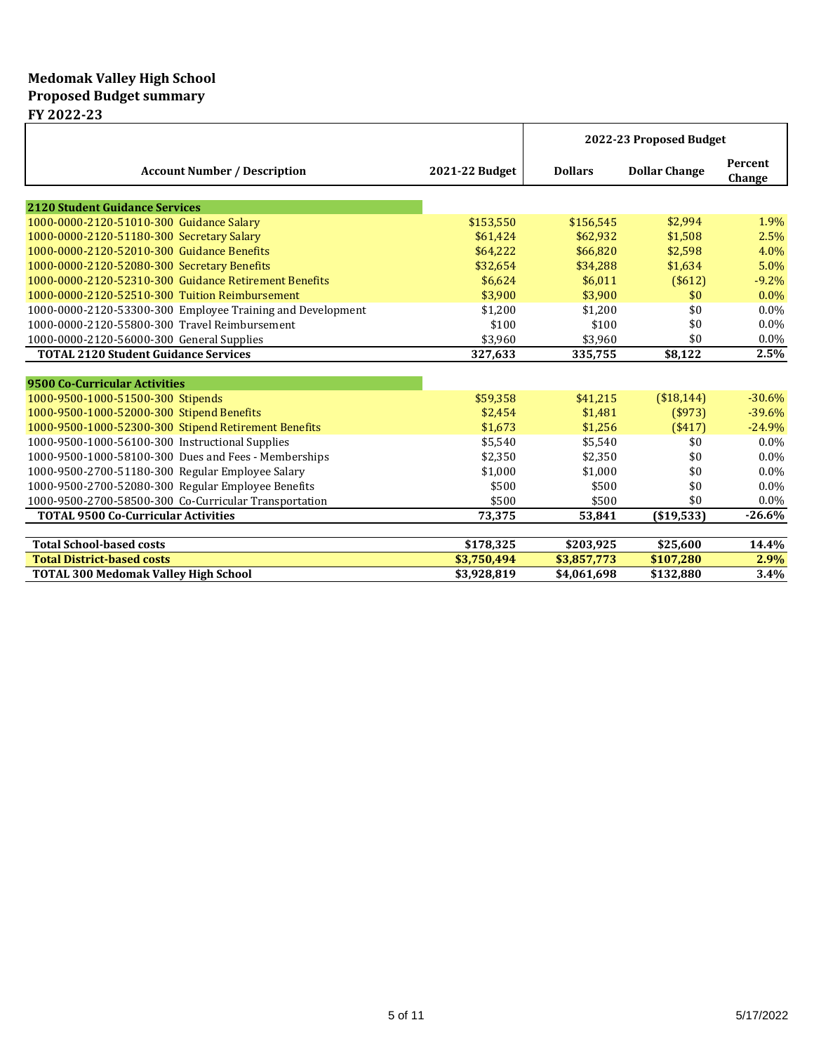**Medomak Valley High School**
**Proposed Budget summary**
**FY 2022-23**

| Account Number / Description | 2021-22 Budget | 2022-23 Proposed Budget | | |
|---|---|---|---|---|
| | | Dollars | Dollar Change | Percent Change |
| **2120 Student Guidance Services** | | | | |
| 1000-0000-2120-51010-300 Guidance Salary | $153,550 | $156,545 | $2,994 | 1.9% |
| 1000-0000-2120-51180-300 Secretary Salary | $61,424 | $62,932 | $1,508 | 2.5% |
| 1000-0000-2120-52010-300 Guidance Benefits | $64,222 | $66,820 | $2,598 | 4.0% |
| 1000-0000-2120-52080-300 Secretary Benefits | $32,654 | $34,288 | $1,634 | 5.0% |
| 1000-0000-2120-52310-300 Guidance Retirement Benefits | $6,624 | $6,011 | ($612) | -9.2% |
| 1000-0000-2120-52510-300 Tuition Reimbursement | $3,900 | $3,900 | $0 | 0.0% |
| 1000-0000-2120-53300-300 Employee Training and Development | $1,200 | $1,200 | $0 | 0.0% |
| 1000-0000-2120-55800-300 Travel Reimbursement | $100 | $100 | $0 | 0.0% |
| 1000-0000-2120-56000-300 General Supplies | $3,960 | $3,960 | $0 | 0.0% |
| **TOTAL 2120 Student Guidance Services** | **327,633** | **335,755** | **$8,122** | **2.5%** |
| **9500 Co-Curricular Activities** | | | | |
| 1000-9500-1000-51500-300 Stipends | $59,358 | $41,215 | ($18,144) | -30.6% |
| 1000-9500-1000-52000-300 Stipend Benefits | $2,454 | $1,481 | ($973) | -39.6% |
| 1000-9500-1000-52300-300 Stipend Retirement Benefits | $1,673 | $1,256 | ($417) | -24.9% |
| 1000-9500-1000-56100-300 Instructional Supplies | $5,540 | $5,540 | $0 | 0.0% |
| 1000-9500-1000-58100-300 Dues and Fees - Memberships | $2,350 | $2,350 | $0 | 0.0% |
| 1000-9500-2700-51180-300 Regular Employee Salary | $1,000 | $1,000 | $0 | 0.0% |
| 1000-9500-2700-52080-300 Regular Employee Benefits | $500 | $500 | $0 | 0.0% |
| 1000-9500-2700-58500-300 Co-Curricular Transportation | $500 | $500 | $0 | 0.0% |
| **TOTAL 9500 Co-Curricular Activities** | **73,375** | **53,841** | **($19,533)** | **-26.6%** |
| **Total School-based costs** | **$178,325** | **$203,925** | **$25,600** | **14.4%** |
| **Total District-based costs** | **$3,750,494** | **$3,857,773** | **$107,280** | **2.9%** |
| **TOTAL 300 Medomak Valley High School** | **$3,928,819** | **$4,061,698** | **$132,880** | **3.4%** |

5/17/2022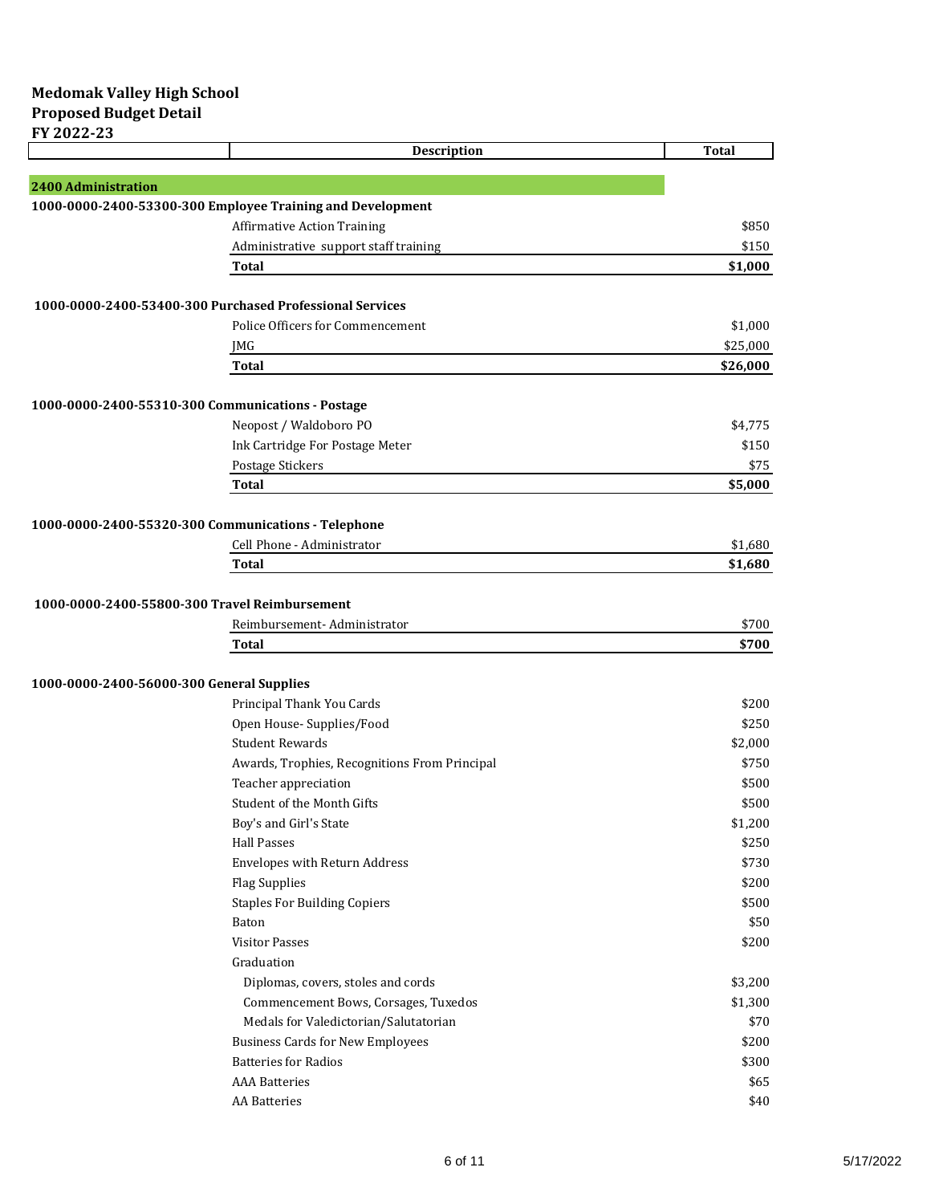**Medomak Valley High School**
**Proposed Budget Detail**
**FY 2022-23**

| | Description | Total |
|---|---|---|
| **2400 Administration** | | |
| **1000-0000-2400-53300-300 Employee Training and Development** | | |
| | Affirmative Action Training | $850 |
| | Administrative support staff training | $150 |
| | **Total** | **$1,000** |
| **1000-0000-2400-53400-300 Purchased Professional Services** | | |
| | Police Officers for Commencement | $1,000 |
| | JMG | $25,000 |
| | **Total** | **$26,000** |
| **1000-0000-2400-55310-300 Communications - Postage** | | |
| | Neopost / Waldoboro PO | $4,775 |
| | Ink Cartridge For Postage Meter | $150 |
| | Postage Stickers | $75 |
| | **Total** | **$5,000** |
| **1000-0000-2400-55320-300 Communications - Telephone** | | |
| | Cell Phone - Administrator | $1,680 |
| | **Total** | **$1,680** |
| **1000-0000-2400-55800-300 Travel Reimbursement** | | |
| | Reimbursement- Administrator | $700 |
| | **Total** | **$700** |
| **1000-0000-2400-56000-300 General Supplies** | | |
| | Principal Thank You Cards | $200 |
| | Open House- Supplies/Food | $250 |
| | Student Rewards | $2,000 |
| | Awards, Trophies, Recognitions From Principal | $750 |
| | Teacher appreciation | $500 |
| | Student of the Month Gifts | $500 |
| | Boy's and Girl's State | $1,200 |
| | Hall Passes | $250 |
| | Envelopes with Return Address | $730 |
| | Flag Supplies | $200 |
| | Staples For Building Copiers | $500 |
| | Baton | $50 |
| | Visitor Passes | $200 |
| | Graduation | |
| | Diplomas, covers, stoles and cords | $3,200 |
| | Commencement Bows, Corsages, Tuxedos | $1,300 |
| | Medals for Valedictorian/Salutatorian | $70 |
| | Business Cards for New Employees | $200 |
| | Batteries for Radios | $300 |
| | AAA Batteries | $65 |
| | AA Batteries | $40 |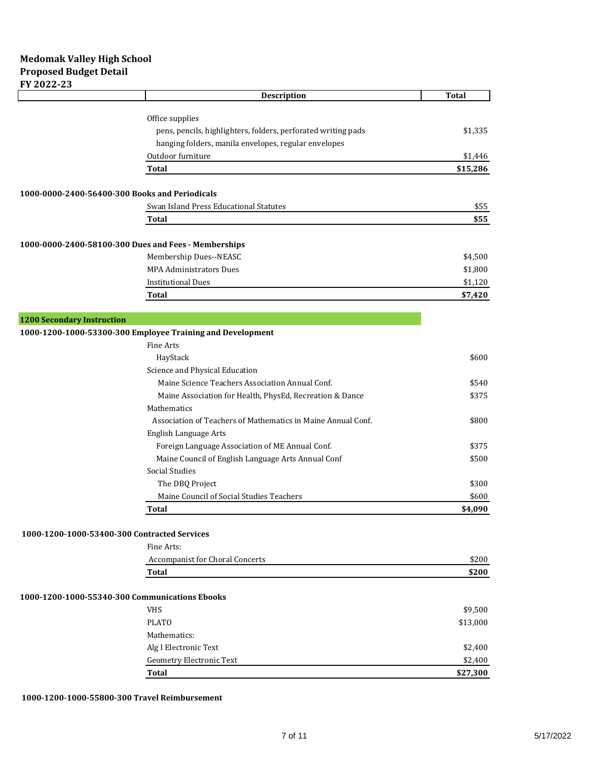**Medomak Valley High School**
**Proposed Budget Detail**
**FY 2022-23**

| | Description | Total |
|---|---|---|
| | Office supplies | |
| | pens, pencils, highlighters, folders, perforated writing pads | $1,335 |
| | hanging folders, manila envelopes, regular envelopes | |
| | Outdoor furniture | $1,446 |
| | **Total** | **$15,286** |
| **1000-0000-2400-56400-300 Books and Periodicals** | | |
| | Swan Island Press Educational Statutes | $55 |
| | **Total** | **$55** |
| **1000-0000-2400-58100-300 Dues and Fees - Memberships** | | |
| | Membership Dues--NEASC | $4,500 |
| | MPA Administrators Dues | $1,800 |
| | Institutional Dues | $1,120 |
| | **Total** | **$7,420** |
| **1200 Secondary Instruction** | | |
| **1000-1200-1000-53300-300 Employee Training and Development** | | |
| | Fine Arts | |
| | HayStack | $600 |
| | Science and Physical Education | |
| | Maine Science Teachers Association Annual Conf. | $540 |
| | Maine Association for Health, PhysEd, Recreation & Dance | $375 |
| | Mathematics | |
| | Association of Teachers of Mathematics in Maine Annual Conf. | $800 |
| | English Language Arts | |
| | Foreign Language Association of ME Annual Conf. | $375 |
| | Maine Council of English Language Arts Annual Conf | $500 |
| | Social Studies | |
| | The DBQ Project | $300 |
| | Maine Council of Social Studies Teachers | $600 |
| | **Total** | **$4,090** |
| **1000-1200-1000-53400-300 Contracted Services** | | |
| | Fine Arts: | |
| | Accompanist for Choral Concerts | $200 |
| | **Total** | **$200** |
| **1000-1200-1000-55340-300 Communications Ebooks** | | |
| | VHS | $9,500 |
| | PLATO | $13,000 |
| | Mathematics: | |
| | Alg I Electronic Text | $2,400 |
| | Geometry Electronic Text | $2,400 |
| | **Total** | **$27,300** |
| **1000-1200-1000-55800-300 Travel Reimbursement** | | |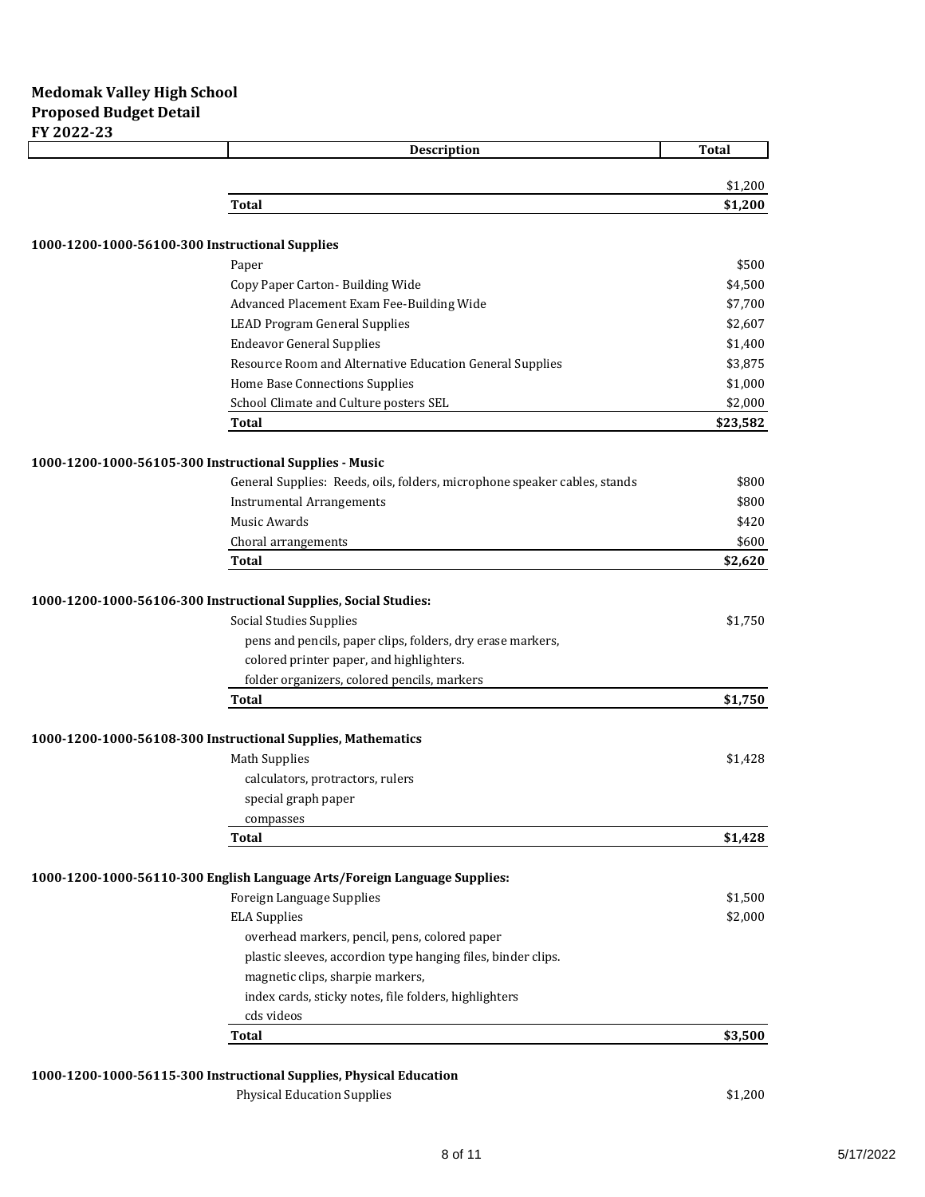**Medomak Valley High School**
**Proposed Budget Detail**
**FY 2022-23**

| | Description | Total |
|---|---|---|
| | | $1,200 |
| | **Total** | **$1,200** |
| **1000-1200-1000-56100-300 Instructional Supplies** | | |
| | Paper | $500 |
| | Copy Paper Carton- Building Wide | $4,500 |
| | Advanced Placement Exam Fee-Building Wide | $7,700 |
| | LEAD Program General Supplies | $2,607 |
| | Endeavor General Supplies | $1,400 |
| | Resource Room and Alternative Education General Supplies | $3,875 |
| | Home Base Connections Supplies | $1,000 |
| | School Climate and Culture posters SEL | $2,000 |
| | **Total** | **$23,582** |
| **1000-1200-1000-56105-300 Instructional Supplies - Music** | | |
| | General Supplies: Reeds, oils, folders, microphone speaker cables, stands | $800 |
| | Instrumental Arrangements | $800 |
| | Music Awards | $420 |
| | Choral arrangements | $600 |
| | **Total** | **$2,620** |
| **1000-1200-1000-56106-300 Instructional Supplies, Social Studies:** | | |
| | Social Studies Supplies | $1,750 |
| | pens and pencils, paper clips, folders, dry erase markers, | |
| | colored printer paper, and highlighters. | |
| | folder organizers, colored pencils, markers | |
| | **Total** | **$1,750** |
| **1000-1200-1000-56108-300 Instructional Supplies, Mathematics** | | |
| | Math Supplies | $1,428 |
| | calculators, protractors, rulers | |
| | special graph paper | |
| | compasses | |
| | **Total** | **$1,428** |
| **1000-1200-1000-56110-300 English Language Arts/Foreign Language Supplies:** | | |
| | Foreign Language Supplies | $1,500 |
| | ELA Supplies | $2,000 |
| | overhead markers, pencil, pens, colored paper | |
| | plastic sleeves, accordion type hanging files, binder clips. | |
| | magnetic clips, sharpie markers, | |
| | index cards, sticky notes, file folders, highlighters | |
| | cds videos | |
| | **Total** | **$3,500** |
| **1000-1200-1000-56115-300 Instructional Supplies, Physical Education** | | |
| | Physical Education Supplies | $1,200 |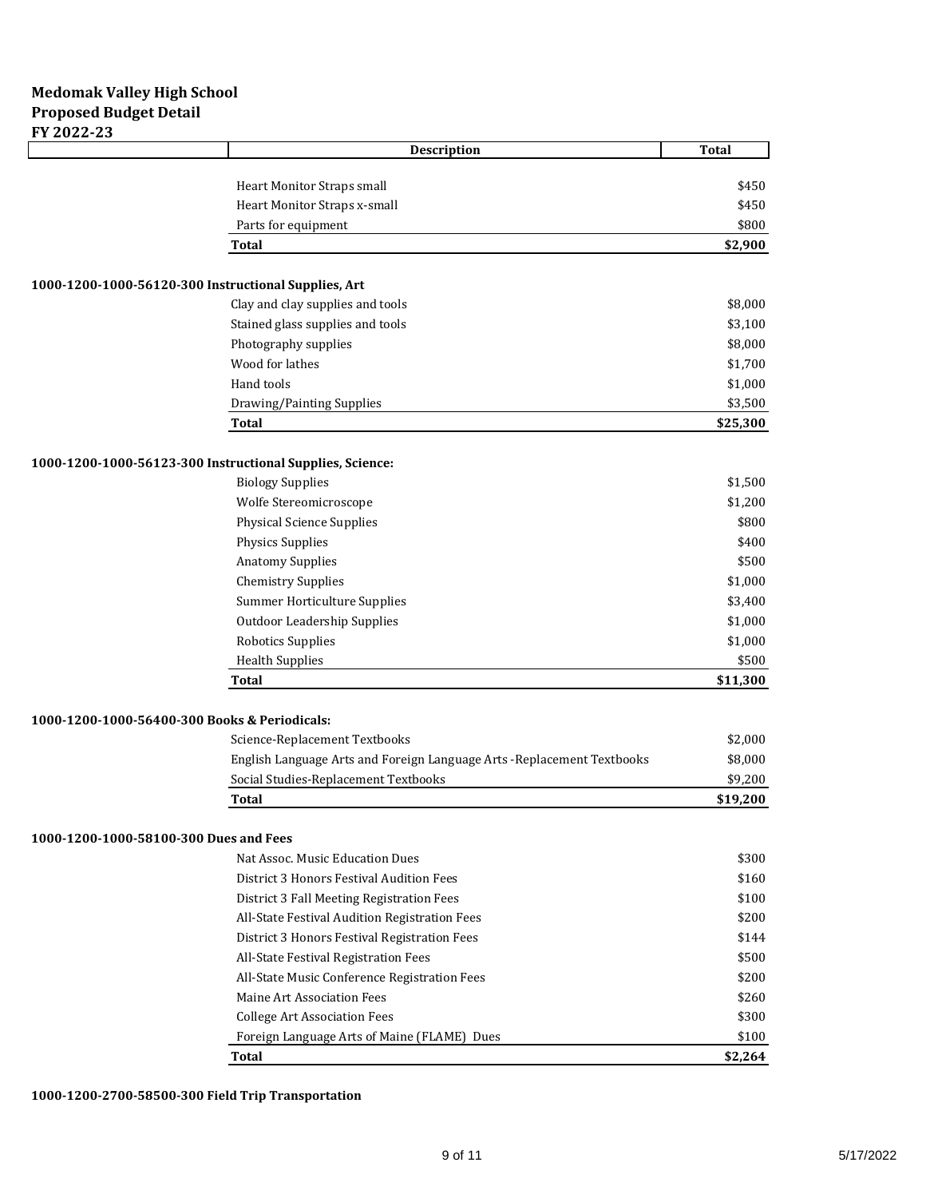**Medomak Valley High School**
**Proposed Budget Detail**
**FY 2022-23**

| | Description | Total |
|---|---|---|
| | Heart Monitor Straps small | $450 |
| | Heart Monitor Straps x-small | $450 |
| | Parts for equipment | $800 |
| | **Total** | **$2,900** |

**1000-1200-1000-56120-300 Instructional Supplies, Art**

| Description | Total |
|---|---|
| Clay and clay supplies and tools | $8,000 |
| Stained glass supplies and tools | $3,100 |
| Photography supplies | $8,000 |
| Wood for lathes | $1,700 |
| Hand tools | $1,000 |
| Drawing/Painting Supplies | $3,500 |
| **Total** | **$25,300** |

**1000-1200-1000-56123-300 Instructional Supplies, Science:**

| Description | Total |
|---|---|
| Biology Supplies | $1,500 |
| Wolfe Stereomicroscope | $1,200 |
| Physical Science Supplies | $800 |
| Physics Supplies | $400 |
| Anatomy Supplies | $500 |
| Chemistry Supplies | $1,000 |
| Summer Horticulture Supplies | $3,400 |
| Outdoor Leadership Supplies | $1,000 |
| Robotics Supplies | $1,000 |
| Health Supplies | $500 |
| **Total** | **$11,300** |

**1000-1200-1000-56400-300 Books & Periodicals:**

| Description | Total |
|---|---|
| Science-Replacement Textbooks | $2,000 |
| English Language Arts and Foreign Language Arts -Replacement Textbooks | $8,000 |
| Social Studies-Replacement Textbooks | $9,200 |
| **Total** | **$19,200** |

**1000-1200-1000-58100-300 Dues and Fees**

| Description | Total |
|---|---|
| Nat Assoc. Music Education Dues | $300 |
| District 3 Honors Festival Audition Fees | $160 |
| District 3 Fall Meeting Registration Fees | $100 |
| All-State Festival Audition Registration Fees | $200 |
| District 3 Honors Festival Registration Fees | $144 |
| All-State Festival Registration Fees | $500 |
| All-State Music Conference Registration Fees | $200 |
| Maine Art Association Fees | $260 |
| College Art Association Fees | $300 |
| Foreign Language Arts of Maine (FLAME) Dues | $100 |
| **Total** | **$2,264** |

**1000-1200-2700-58500-300 Field Trip Transportation**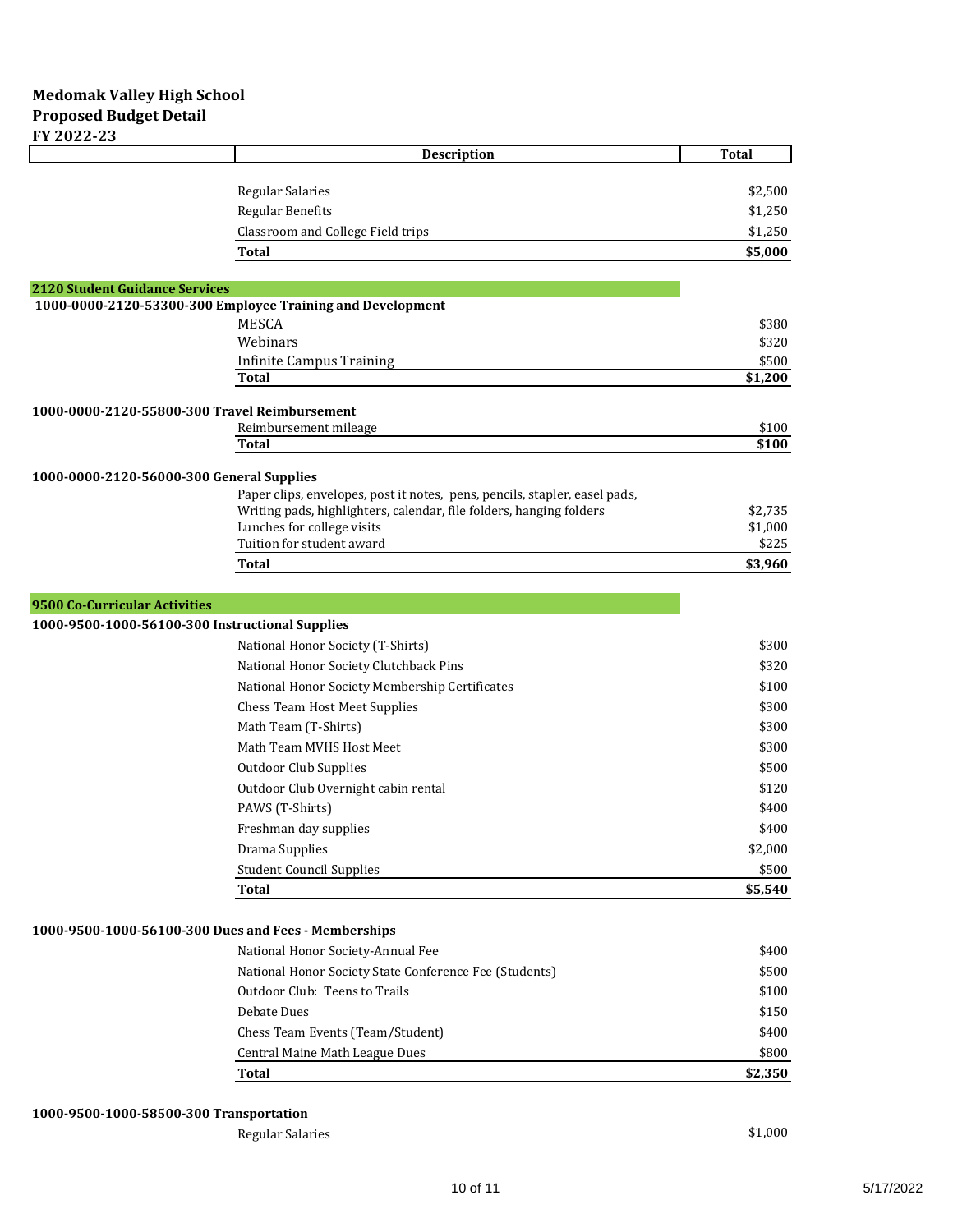**Medomak Valley High School**
**Proposed Budget Detail**
**FY 2022-23**

| | Description | Total |
|---|---|---|
| | Regular Salaries | $2,500 |
| | Regular Benefits | $1,250 |
| | Classroom and College Field trips | $1,250 |
| | **Total** | **$5,000** |

## 2120 Student Guidance Services

**1000-0000-2120-53300-300 Employee Training and Development**

| | Description | Total |
|---|---|---|
| | MESCA | $380 |
| | Webinars | $320 |
| | Infinite Campus Training | $500 |
| | **Total** | **$1,200** |

**1000-0000-2120-55800-300 Travel Reimbursement**

| | Description | Total |
|---|---|---|
| | Reimbursement mileage | $100 |
| | **Total** | **$100** |

**1000-0000-2120-56000-300 General Supplies**

| | Description | Total |
|---|---|---|
| | Paper clips, envelopes, post it notes, pens, pencils, stapler, easel pads, Writing pads, highlighters, calendar, file folders, hanging folders | $2,735 |
| | Lunches for college visits | $1,000 |
| | Tuition for student award | $225 |
| | **Total** | **$3,960** |

## 9500 Co-Curricular Activities

**1000-9500-1000-56100-300 Instructional Supplies**

| | Description | Total |
|---|---|---|
| | National Honor Society (T-Shirts) | $300 |
| | National Honor Society Clutchback Pins | $320 |
| | National Honor Society Membership Certificates | $100 |
| | Chess Team Host Meet Supplies | $300 |
| | Math Team (T-Shirts) | $300 |
| | Math Team MVHS Host Meet | $300 |
| | Outdoor Club Supplies | $500 |
| | Outdoor Club Overnight cabin rental | $120 |
| | PAWS (T-Shirts) | $400 |
| | Freshman day supplies | $400 |
| | Drama Supplies | $2,000 |
| | Student Council Supplies | $500 |
| | **Total** | **$5,540** |

**1000-9500-1000-56100-300 Dues and Fees - Memberships**

| | Description | Total |
|---|---|---|
| | National Honor Society-Annual Fee | $400 |
| | National Honor Society State Conference Fee (Students) | $500 |
| | Outdoor Club: Teens to Trails | $100 |
| | Debate Dues | $150 |
| | Chess Team Events (Team/Student) | $400 |
| | Central Maine Math League Dues | $800 |
| | **Total** | **$2,350** |

**1000-9500-1000-58500-300 Transportation**

| | Description | Total |
|---|---|---|
| | Regular Salaries | $1,000 |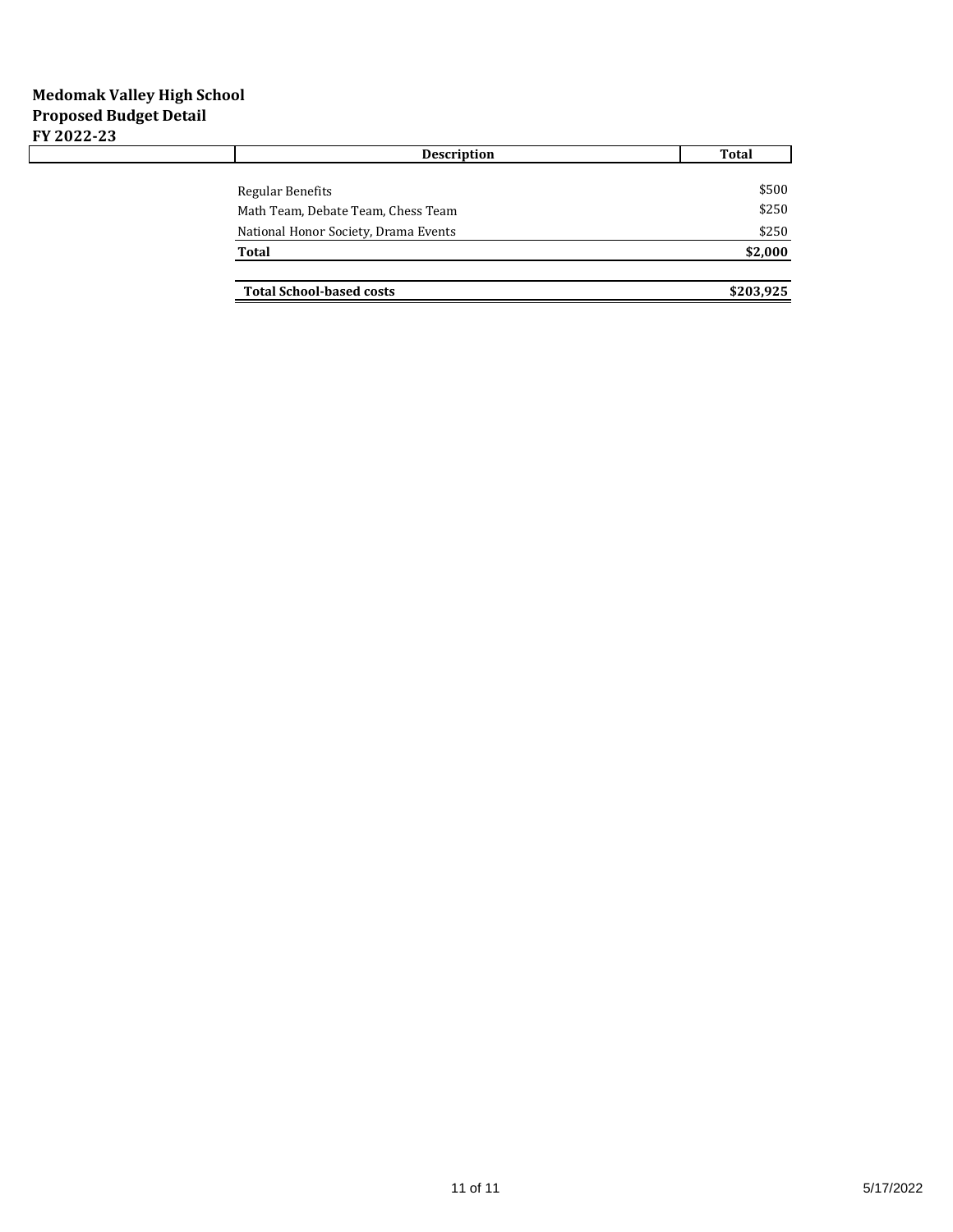**Medomak Valley High School**
**Proposed Budget Detail**
**FY 2022-23**

| | Description | Total |
|---|---|---|
| | Regular Benefits | $500 |
| | Math Team, Debate Team, Chess Team | $250 |
| | National Honor Society, Drama Events | $250 |
| | **Total** | **$2,000** |
| | **Total School-based costs** | **$203,925** |